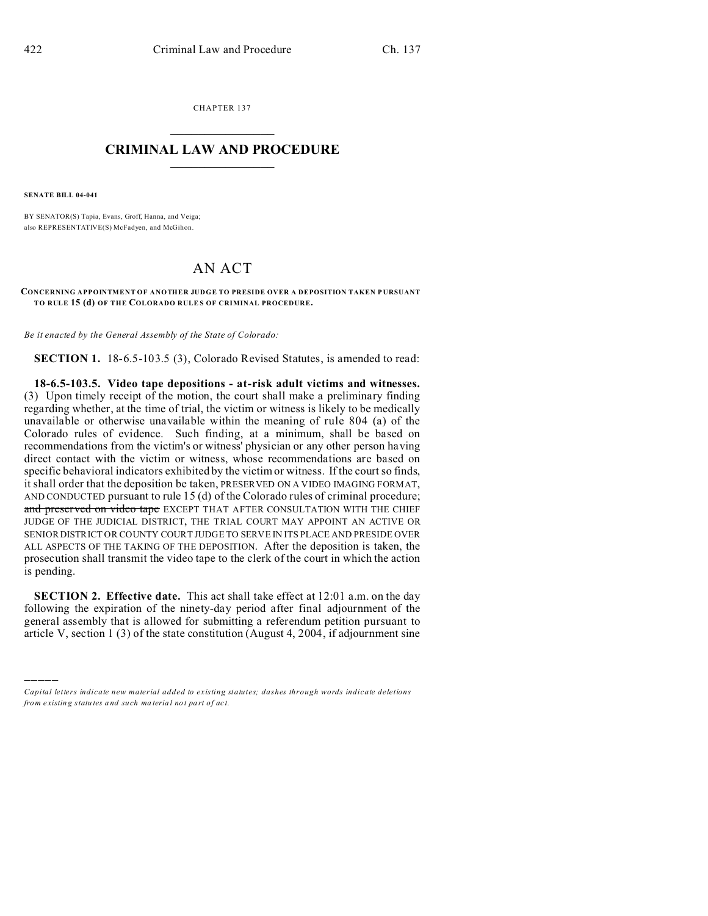CHAPTER 137

# CRIMINAL LAW AND PROCEDURE

**SENATE BILL 04-041**

BY SENATOR(S) Tapia, Evans, Groff, Hanna, and Veiga;
also REPRESENTATIVE(S) McFadyen, and McGihon.

## AN ACT

**CONCERNING APPOINTMENT OF ANOTHER JUDGE TO PRESIDE OVER A DEPOSITION TAKEN PURSUANT TO RULE 15 (d) OF THE COLORADO RULES OF CRIMINAL PROCEDURE.**

*Be it enacted by the General Assembly of the State of Colorado:*

**SECTION 1.** 18-6.5-103.5 (3), Colorado Revised Statutes, is amended to read:

**18-6.5-103.5. Video tape depositions - at-risk adult victims and witnesses.** (3) Upon timely receipt of the motion, the court shall make a preliminary finding regarding whether, at the time of trial, the victim or witness is likely to be medically unavailable or otherwise unavailable within the meaning of rule 804 (a) of the Colorado rules of evidence. Such finding, at a minimum, shall be based on recommendations from the victim's or witness' physician or any other person having direct contact with the victim or witness, whose recommendations are based on specific behavioral indicators exhibited by the victim or witness. If the court so finds, it shall order that the deposition be taken, PRESERVED ON A VIDEO IMAGING FORMAT, AND CONDUCTED pursuant to rule 15 (d) of the Colorado rules of criminal procedure; ~~and preserved on video tape~~ EXCEPT THAT AFTER CONSULTATION WITH THE CHIEF JUDGE OF THE JUDICIAL DISTRICT, THE TRIAL COURT MAY APPOINT AN ACTIVE OR SENIOR DISTRICT OR COUNTY COURT JUDGE TO SERVE IN ITS PLACE AND PRESIDE OVER ALL ASPECTS OF THE TAKING OF THE DEPOSITION. After the deposition is taken, the prosecution shall transmit the video tape to the clerk of the court in which the action is pending.

**SECTION 2. Effective date.** This act shall take effect at 12:01 a.m. on the day following the expiration of the ninety-day period after final adjournment of the general assembly that is allowed for submitting a referendum petition pursuant to article V, section 1 (3) of the state constitution (August 4, 2004, if adjournment sine

---

*Capital letters indicate new material added to existing statutes; dashes through words indicate deletions from existing statutes and such material not part of act.*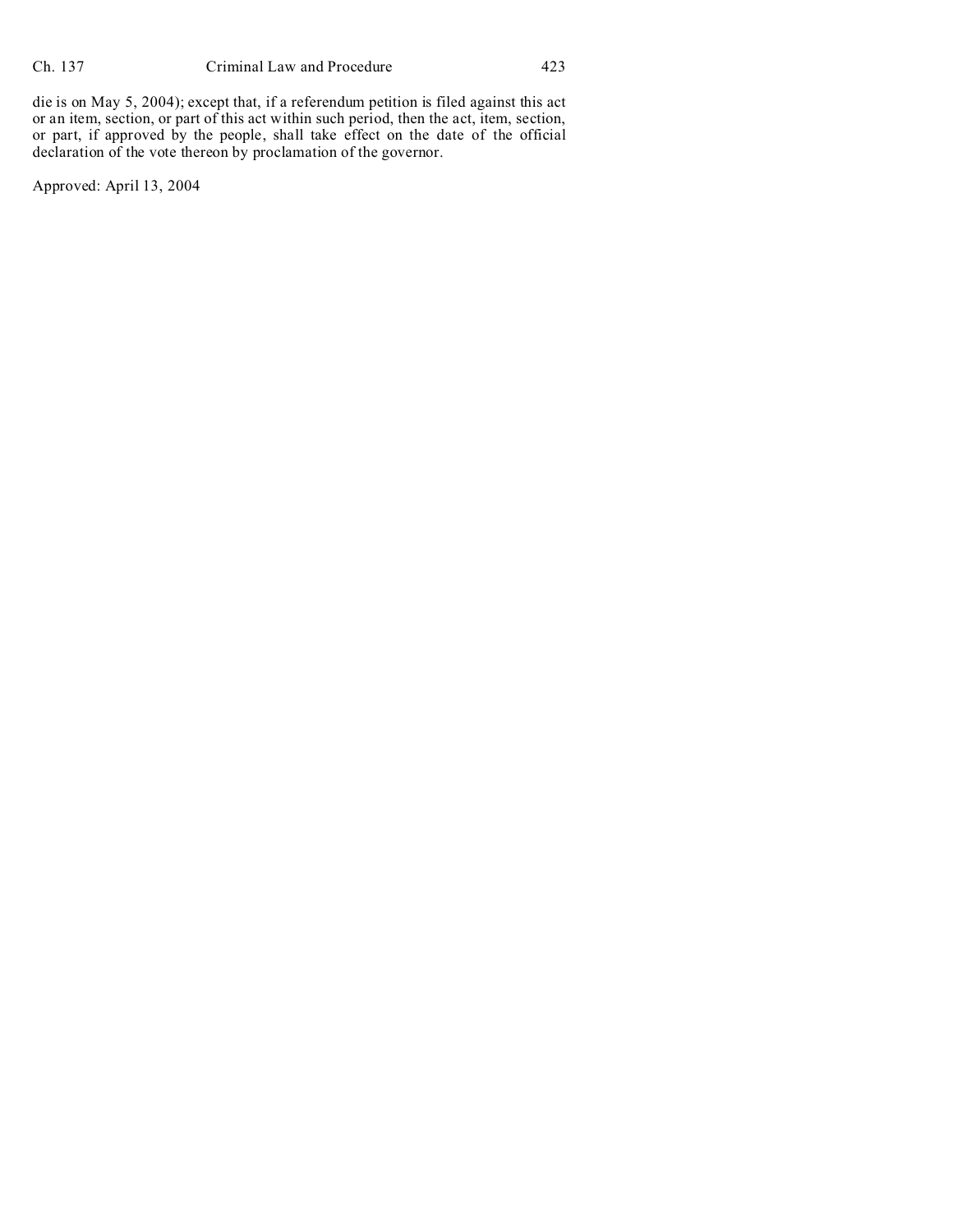die is on May 5, 2004); except that, if a referendum petition is filed against this act or an item, section, or part of this act within such period, then the act, item, section, or part, if approved by the people, shall take effect on the date of the official declaration of the vote thereon by proclamation of the governor.

Approved: April 13, 2004